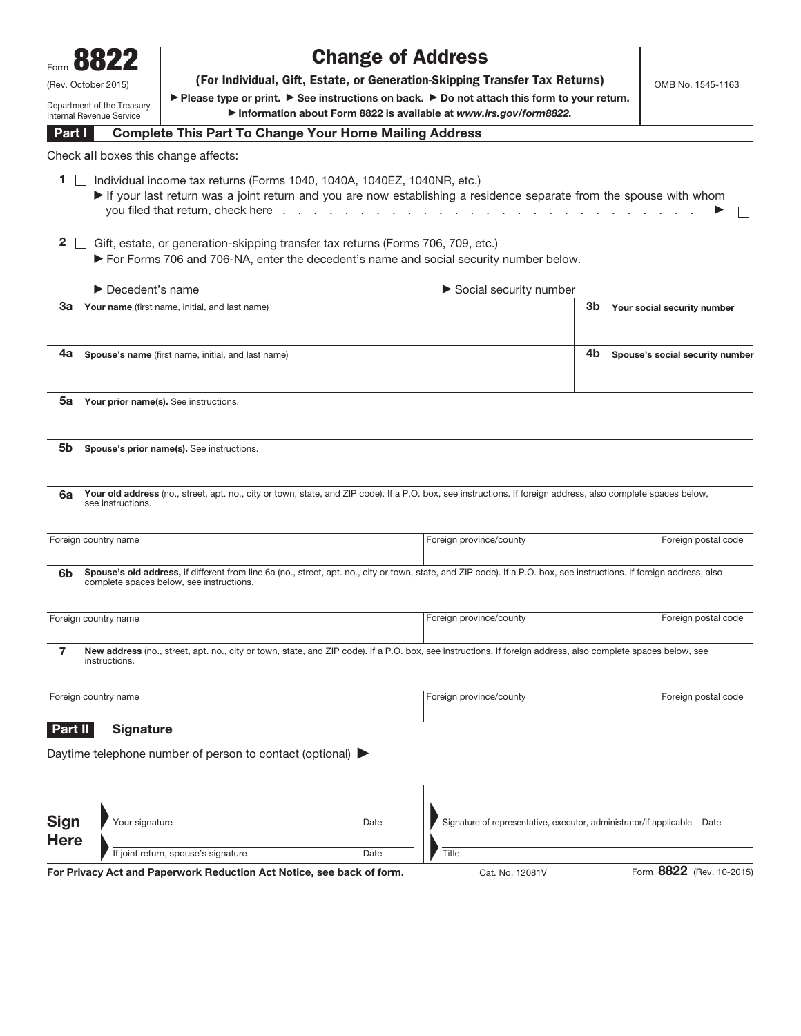Form **8822**

(Rev. October 2015)

Department of the Treasury
Internal Revenue Service

# Change of Address

**(For Individual, Gift, Estate, or Generation-Skipping Transfer Tax Returns)**

▶ Please type or print. ▶ See instructions on back. ▶ Do not attach this form to your return.

▶ Information about Form 8822 is available at *www.irs.gov/form8822.*

OMB No. 1545-1163

## Part I — Complete This Part To Change Your Home Mailing Address

Check **all** boxes this change affects:

**1** ☐ Individual income tax returns (Forms 1040, 1040A, 1040EZ, 1040NR, etc.)

▶ If your last return was a joint return and you are now establishing a residence separate from the spouse with whom you filed that return, check here . . . . . . . . . . . . . . . . . . . . . . . . . . . . . . ▶ ☐

**2** ☐ Gift, estate, or generation-skipping transfer tax returns (Forms 706, 709, etc.)

▶ For Forms 706 and 706-NA, enter the decedent's name and social security number below.

| ▶ Decedent's name | ▶ Social security number |
|---|---|
| | |

| | |
|---|---|
| **3a** **Your name** (first name, initial, and last name) | **3b** **Your social security number** |
| **4a** **Spouse's name** (first name, initial, and last name) | **4b** **Spouse's social security number** |

**5a** **Your prior name(s).** See instructions.

**5b** **Spouse's prior name(s).** See instructions.

**6a** **Your old address** (no., street, apt. no., city or town, state, and ZIP code). If a P.O. box, see instructions. If foreign address, also complete spaces below, see instructions.

| Foreign country name | Foreign province/county | Foreign postal code |
|---|---|---|
| | | |

**6b** **Spouse's old address,** if different from line 6a (no., street, apt. no., city or town, state, and ZIP code). If a P.O. box, see instructions. If foreign address, also complete spaces below, see instructions.

| Foreign country name | Foreign province/county | Foreign postal code |
|---|---|---|
| | | |

**7** **New address** (no., street, apt. no., city or town, state, and ZIP code). If a P.O. box, see instructions. If foreign address, also complete spaces below, see instructions.

| Foreign country name | Foreign province/county | Foreign postal code |
|---|---|---|
| | | |

## Part II — Signature

Daytime telephone number of person to contact (optional) ▶ ____________________

**Sign Here**

| | | | |
|---|---|---|---|
| Your signature | Date | Signature of representative, executor, administrator/if applicable | Date |
| If joint return, spouse's signature | Date | Title | |

**For Privacy Act and Paperwork Reduction Act Notice, see back of form.** Cat. No. 12081V Form **8822** (Rev. 10-2015)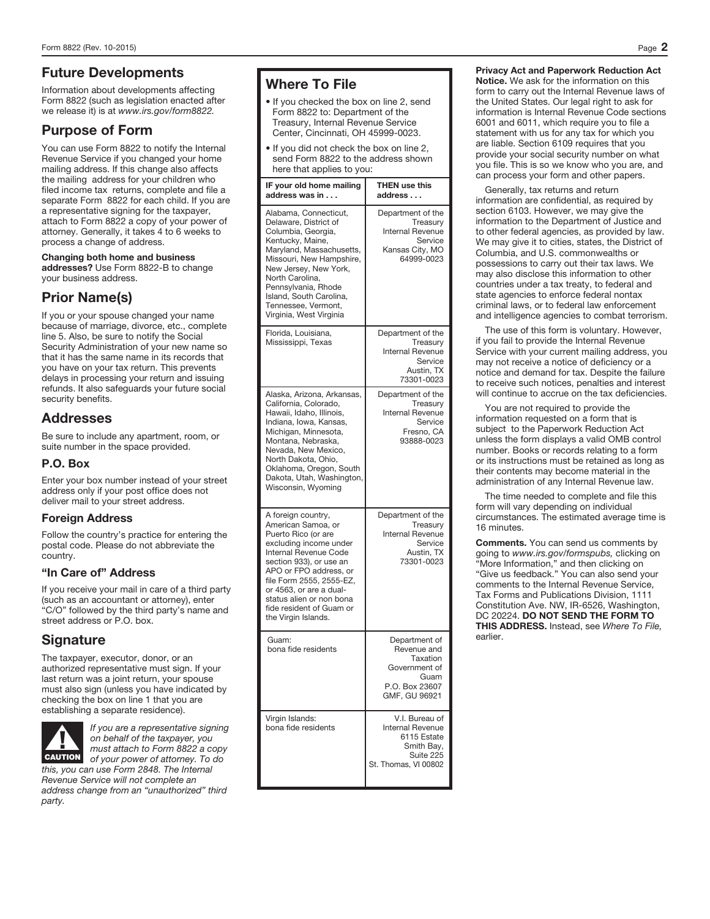## Future Developments

Information about developments affecting Form 8822 (such as legislation enacted after we release it) is at *www.irs.gov/form8822.*

## Purpose of Form

You can use Form 8822 to notify the Internal Revenue Service if you changed your home mailing address. If this change also affects the mailing address for your children who filed income tax returns, complete and file a separate Form 8822 for each child. If you are a representative signing for the taxpayer, attach to Form 8822 a copy of your power of attorney. Generally, it takes 4 to 6 weeks to process a change of address.

**Changing both home and business addresses?** Use Form 8822-B to change your business address.

## Prior Name(s)

If you or your spouse changed your name because of marriage, divorce, etc., complete line 5. Also, be sure to notify the Social Security Administration of your new name so that it has the same name in its records that you have on your tax return. This prevents delays in processing your return and issuing refunds. It also safeguards your future social security benefits.

## Addresses

Be sure to include any apartment, room, or suite number in the space provided.

### P.O. Box

Enter your box number instead of your street address only if your post office does not deliver mail to your street address.

### Foreign Address

Follow the country's practice for entering the postal code. Please do not abbreviate the country.

### "In Care of" Address

If you receive your mail in care of a third party (such as an accountant or attorney), enter "C/O" followed by the third party's name and street address or P.O. box.

## Signature

The taxpayer, executor, donor, or an authorized representative must sign. If your last return was a joint return, your spouse must also sign (unless you have indicated by checking the box on line 1 that you are establishing a separate residence).

**CAUTION** *If you are a representative signing on behalf of the taxpayer, you must attach to Form 8822 a copy of your power of attorney. To do this, you can use Form 2848. The Internal Revenue Service will not complete an address change from an "unauthorized" third party.*

## Where To File

- If you checked the box on line 2, send Form 8822 to: Department of the Treasury, Internal Revenue Service Center, Cincinnati, OH 45999-0023.
- If you did not check the box on line 2, send Form 8822 to the address shown here that applies to you:

| IF your old home mailing address was in . . . | THEN use this address . . . |
|---|---|
| Alabama, Connecticut, Delaware, District of Columbia, Georgia, Kentucky, Maine, Maryland, Massachusetts, Missouri, New Hampshire, New Jersey, New York, North Carolina, Pennsylvania, Rhode Island, South Carolina, Tennessee, Vermont, Virginia, West Virginia | Department of the Treasury Internal Revenue Service Kansas City, MO 64999-0023 |
| Florida, Louisiana, Mississippi, Texas | Department of the Treasury Internal Revenue Service Austin, TX 73301-0023 |
| Alaska, Arizona, Arkansas, California, Colorado, Hawaii, Idaho, Illinois, Indiana, Iowa, Kansas, Michigan, Minnesota, Montana, Nebraska, Nevada, New Mexico, North Dakota, Ohio, Oklahoma, Oregon, South Dakota, Utah, Washington, Wisconsin, Wyoming | Department of the Treasury Internal Revenue Service Fresno, CA 93888-0023 |
| A foreign country, American Samoa, or Puerto Rico (or are excluding income under Internal Revenue Code section 933), or use an APO or FPO address, or file Form 2555, 2555-EZ, or 4563, or are a dual-status alien or non bona fide resident of Guam or the Virgin Islands. | Department of the Treasury Internal Revenue Service Austin, TX 73301-0023 |
| Guam: bona fide residents | Department of Revenue and Taxation Government of Guam P.O. Box 23607 GMF, GU 96921 |
| Virgin Islands: bona fide residents | V.I. Bureau of Internal Revenue 6115 Estate Smith Bay, Suite 225 St. Thomas, VI 00802 |

**Privacy Act and Paperwork Reduction Act Notice.** We ask for the information on this form to carry out the Internal Revenue laws of the United States. Our legal right to ask for information is Internal Revenue Code sections 6001 and 6011, which require you to file a statement with us for any tax for which you are liable. Section 6109 requires that you provide your social security number on what you file. This is so we know who you are, and can process your form and other papers.

Generally, tax returns and return information are confidential, as required by section 6103. However, we may give the information to the Department of Justice and to other federal agencies, as provided by law. We may give it to cities, states, the District of Columbia, and U.S. commonwealths or possessions to carry out their tax laws. We may also disclose this information to other countries under a tax treaty, to federal and state agencies to enforce federal nontax criminal laws, or to federal law enforcement and intelligence agencies to combat terrorism.

The use of this form is voluntary. However, if you fail to provide the Internal Revenue Service with your current mailing address, you may not receive a notice of deficiency or a notice and demand for tax. Despite the failure to receive such notices, penalties and interest will continue to accrue on the tax deficiencies.

You are not required to provide the information requested on a form that is subject to the Paperwork Reduction Act unless the form displays a valid OMB control number. Books or records relating to a form or its instructions must be retained as long as their contents may become material in the administration of any Internal Revenue law.

The time needed to complete and file this form will vary depending on individual circumstances. The estimated average time is 16 minutes.

**Comments.** You can send us comments by going to *www.irs.gov/formspubs,* clicking on "More Information," and then clicking on "Give us feedback." You can also send your comments to the Internal Revenue Service, Tax Forms and Publications Division, 1111 Constitution Ave. NW, IR-6526, Washington, DC 20224. **DO NOT SEND THE FORM TO THIS ADDRESS.** Instead, see *Where To File,* earlier.